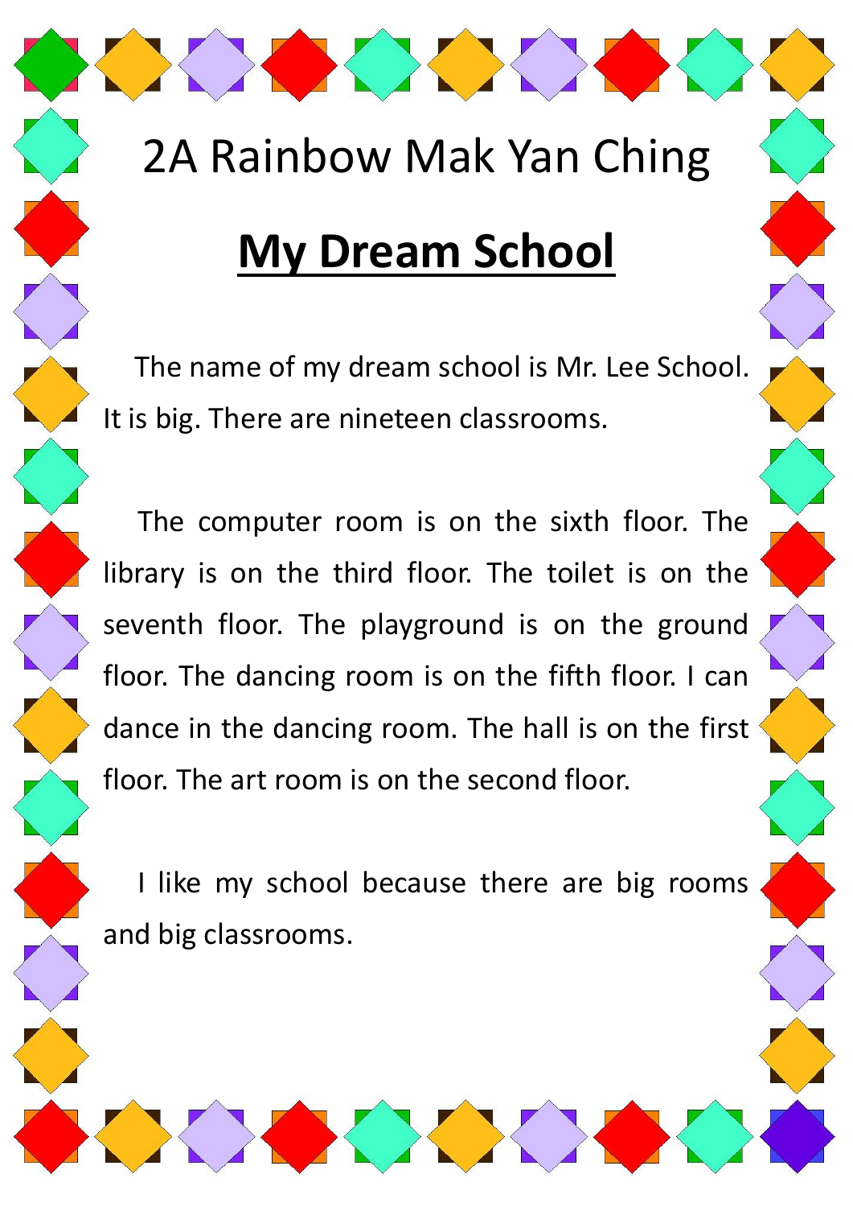2A Rainbow Mak Yan Ching

# My Dream School

The name of my dream school is Mr. Lee School. It is big. There are nineteen classrooms.

The computer room is on the sixth floor. The library is on the third floor. The toilet is on the seventh floor. The playground is on the ground floor. The dancing room is on the fifth floor. I can dance in the dancing room. The hall is on the first floor. The art room is on the second floor.

I like my school because there are big rooms and big classrooms.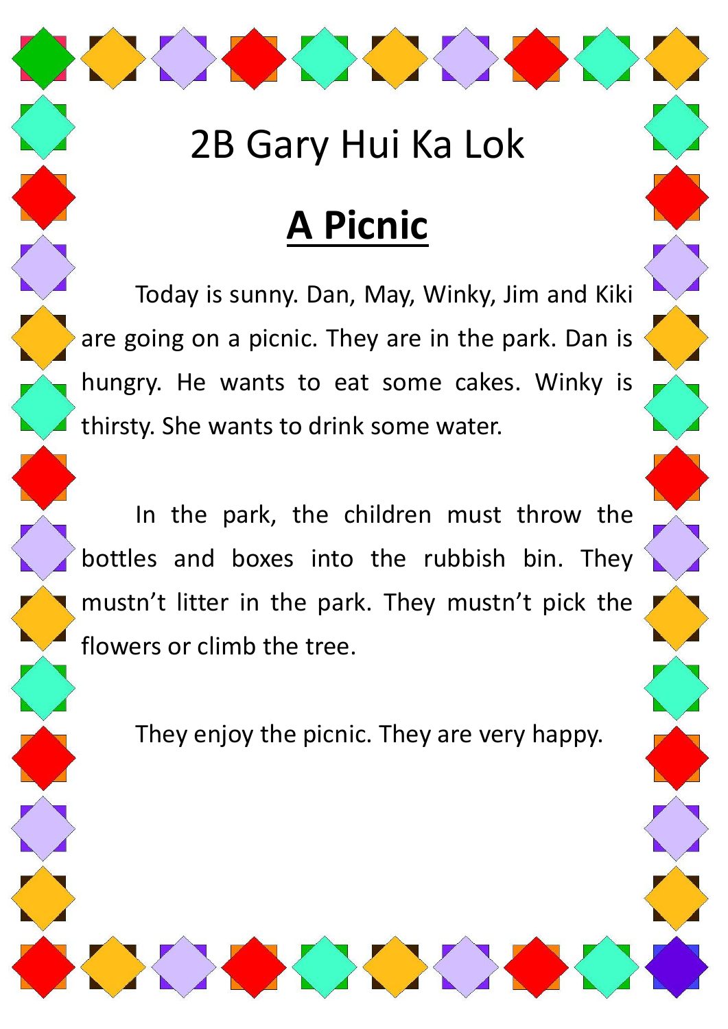2B Gary Hui Ka Lok

# A Picnic

Today is sunny. Dan, May, Winky, Jim and Kiki are going on a picnic. They are in the park. Dan is hungry. He wants to eat some cakes. Winky is thirsty. She wants to drink some water.

In the park, the children must throw the bottles and boxes into the rubbish bin. They mustn't litter in the park. They mustn't pick the flowers or climb the tree.

They enjoy the picnic. They are very happy.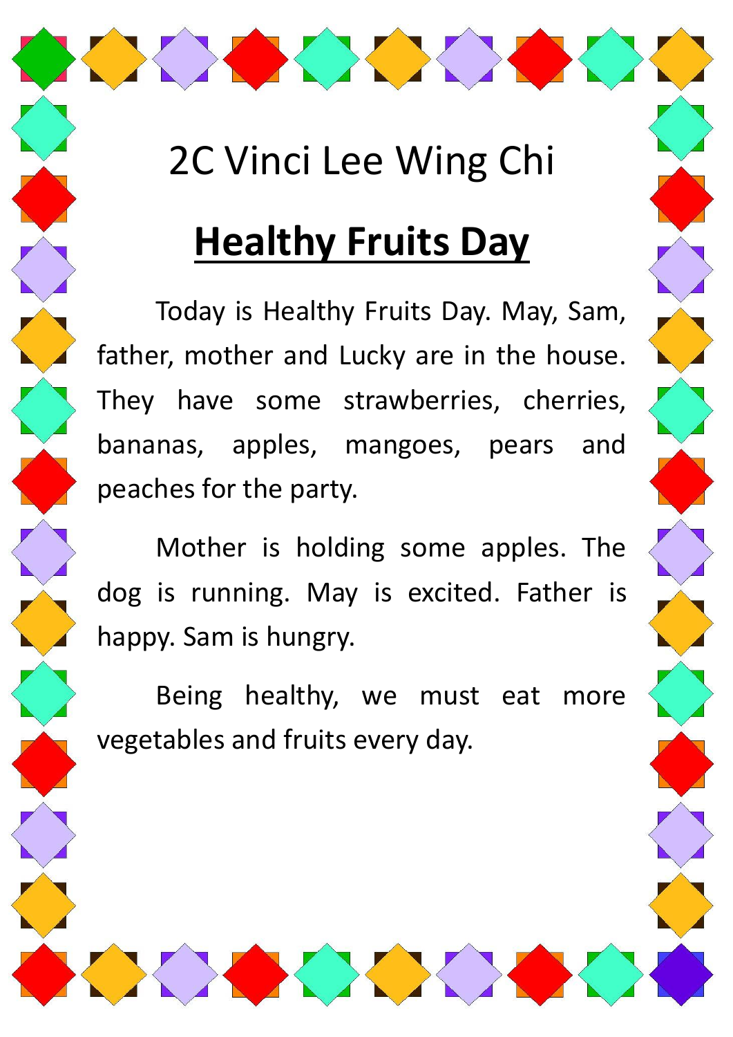2C Vinci Lee Wing Chi

# Healthy Fruits Day

Today is Healthy Fruits Day. May, Sam, father, mother and Lucky are in the house. They have some strawberries, cherries, bananas, apples, mangoes, pears and peaches for the party.

Mother is holding some apples. The dog is running. May is excited. Father is happy. Sam is hungry.

Being healthy, we must eat more vegetables and fruits every day.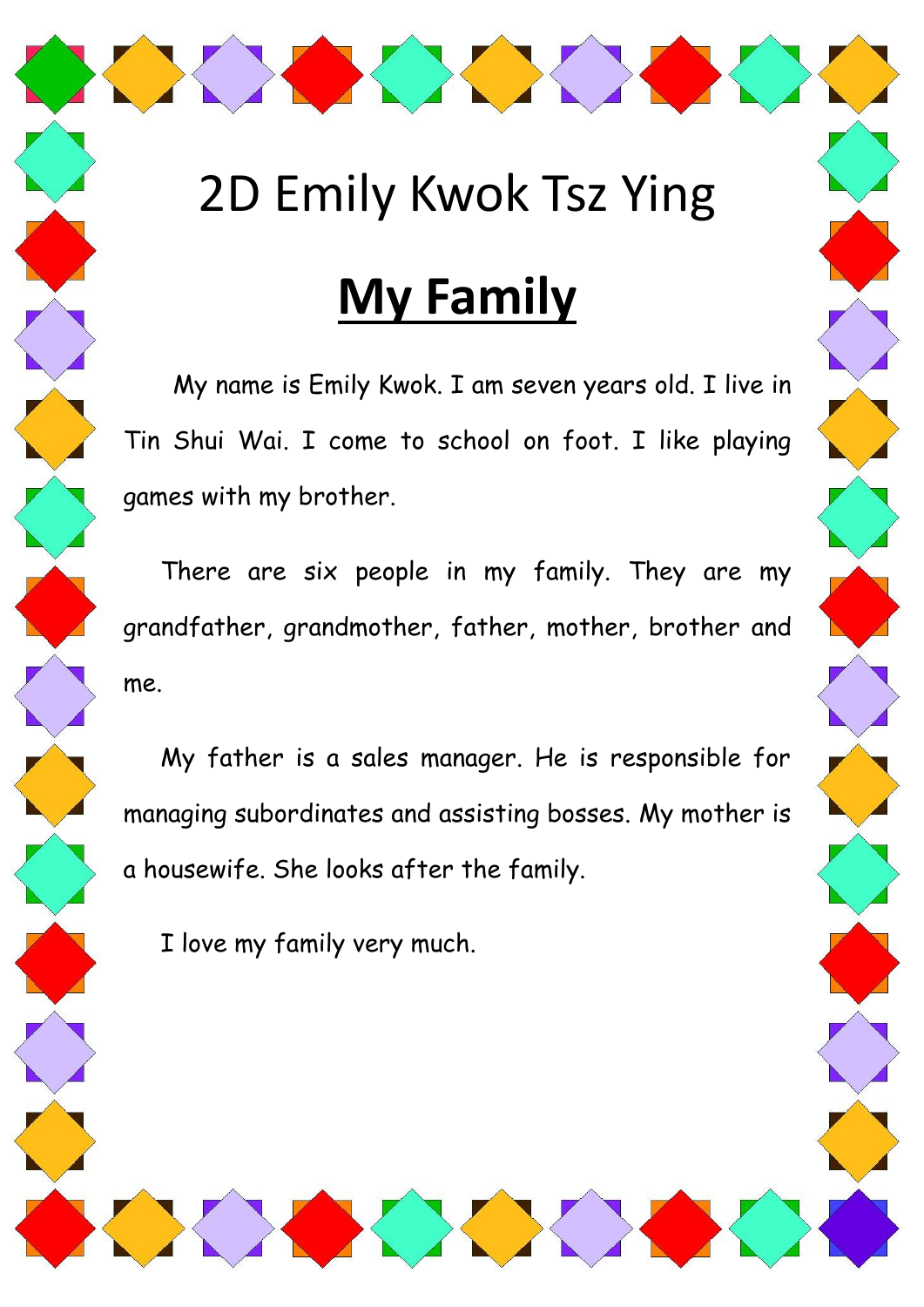2D Emily Kwok Tsz Ying

# **My Family**

My name is Emily Kwok. I am seven years old. I live in Tin Shui Wai. I come to school on foot. I like playing games with my brother.

There are six people in my family. They are my grandfather, grandmother, father, mother, brother and me.

My father is a sales manager. He is responsible for managing subordinates and assisting bosses. My mother is a housewife. She looks after the family.

I love my family very much.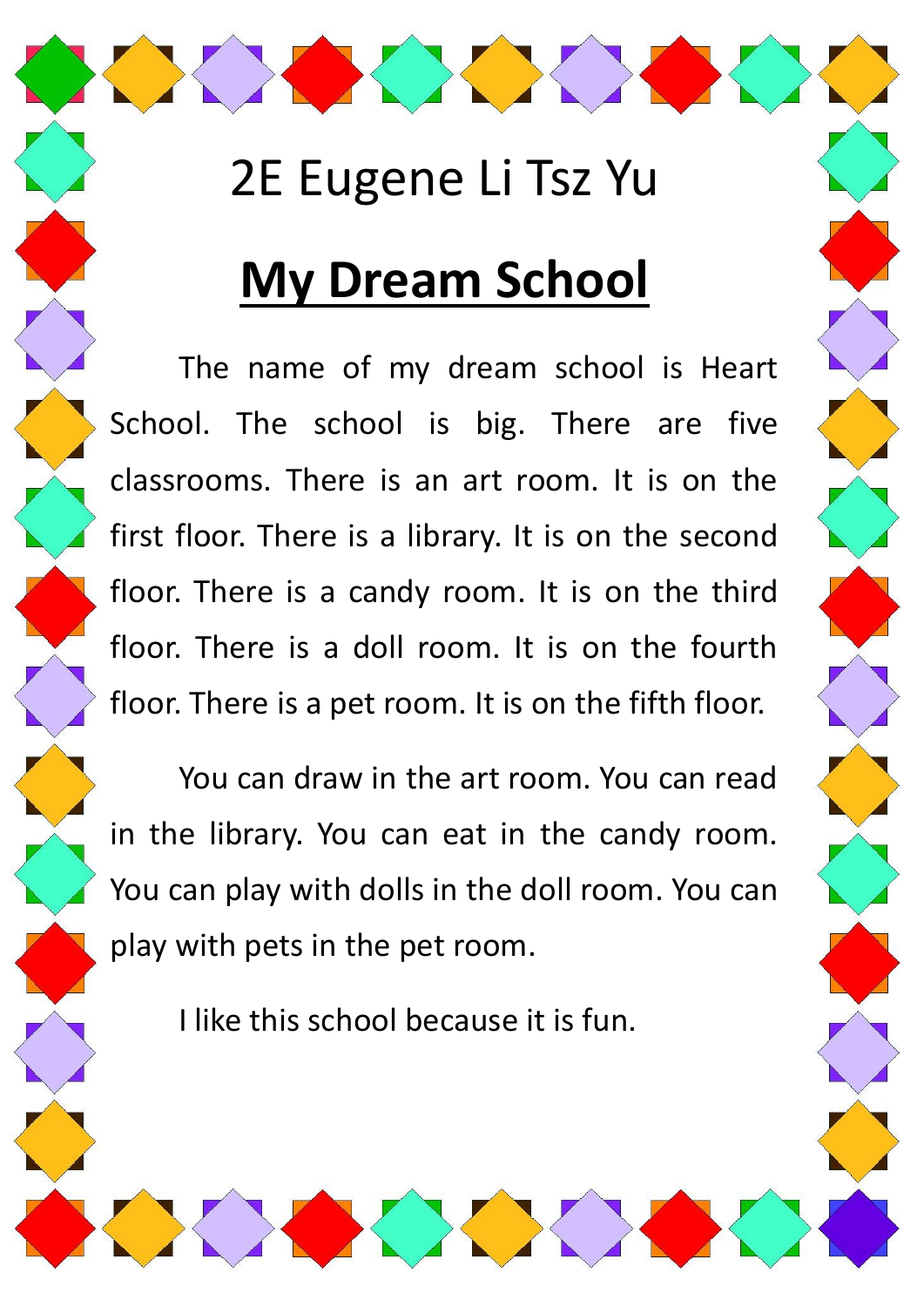2E Eugene Li Tsz Yu

# **My Dream School**

The name of my dream school is Heart School. The school is big. There are five classrooms. There is an art room. It is on the first floor. There is a library. It is on the second floor. There is a candy room. It is on the third floor. There is a doll room. It is on the fourth floor. There is a pet room. It is on the fifth floor.

You can draw in the art room. You can read in the library. You can eat in the candy room. You can play with dolls in the doll room. You can play with pets in the pet room.

I like this school because it is fun.